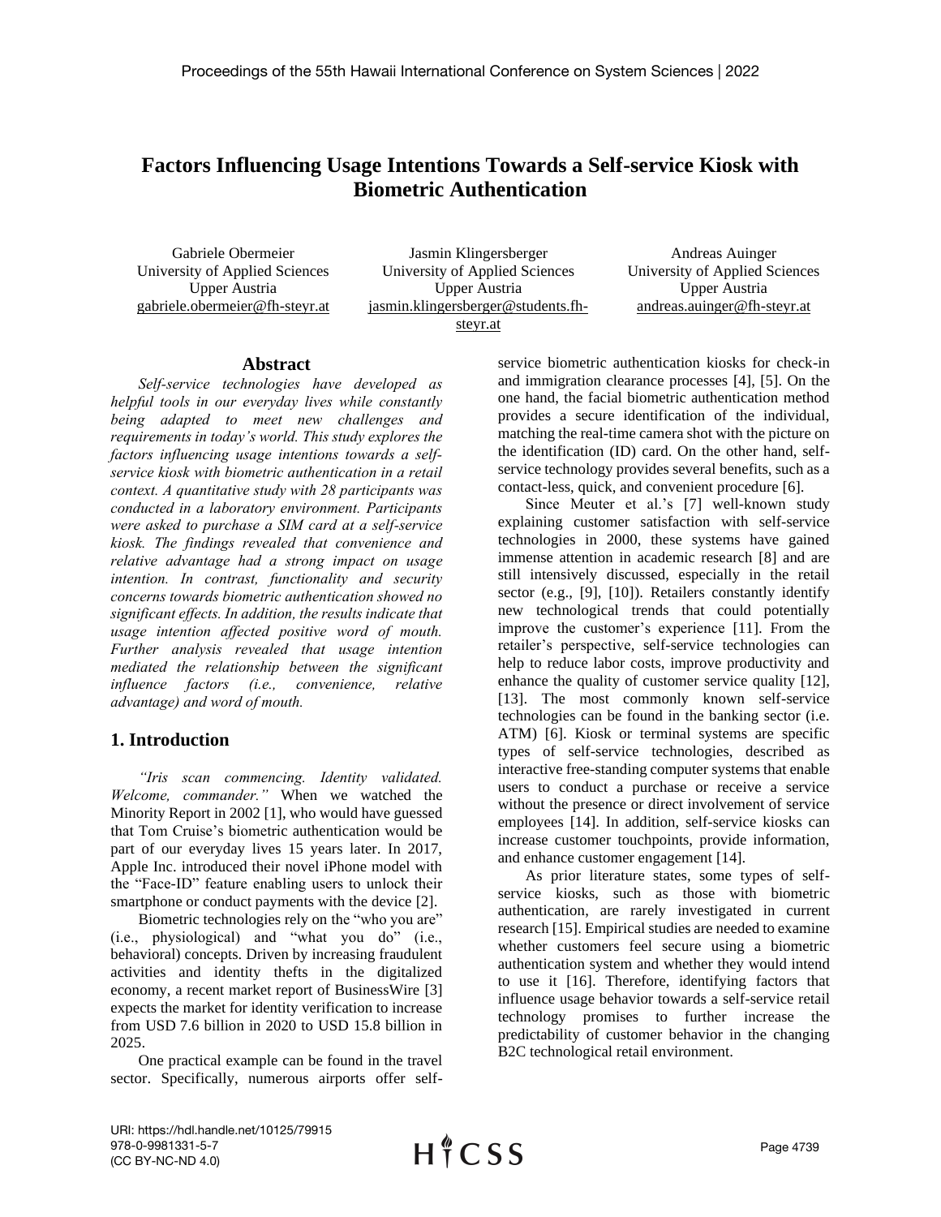# Factors Influencing Usage Intentions Towards a Self-service Kiosk with Biometric Authentication

Gabriele Obermeier
University of Applied Sciences Upper Austria
gabriele.obermeier@fh-steyr.at

Jasmin Klingersberger
University of Applied Sciences Upper Austria
jasmin.klingersberger@students.fh-steyr.at

Andreas Auinger
University of Applied Sciences Upper Austria
andreas.auinger@fh-steyr.at

## Abstract

*Self-service technologies have developed as helpful tools in our everyday lives while constantly being adapted to meet new challenges and requirements in today's world. This study explores the factors influencing usage intentions towards a self-service kiosk with biometric authentication in a retail context. A quantitative study with 28 participants was conducted in a laboratory environment. Participants were asked to purchase a SIM card at a self-service kiosk. The findings revealed that convenience and relative advantage had a strong impact on usage intention. In contrast, functionality and security concerns towards biometric authentication showed no significant effects. In addition, the results indicate that usage intention affected positive word of mouth. Further analysis revealed that usage intention mediated the relationship between the significant influence factors (i.e., convenience, relative advantage) and word of mouth.*

## 1. Introduction

*"Iris scan commencing. Identity validated. Welcome, commander."* When we watched the Minority Report in 2002 [1], who would have guessed that Tom Cruise's biometric authentication would be part of our everyday lives 15 years later. In 2017, Apple Inc. introduced their novel iPhone model with the "Face-ID" feature enabling users to unlock their smartphone or conduct payments with the device [2].

Biometric technologies rely on the "who you are" (i.e., physiological) and "what you do" (i.e., behavioral) concepts. Driven by increasing fraudulent activities and identity thefts in the digitalized economy, a recent market report of BusinessWire [3] expects the market for identity verification to increase from USD 7.6 billion in 2020 to USD 15.8 billion in 2025.

One practical example can be found in the travel sector. Specifically, numerous airports offer self-service biometric authentication kiosks for check-in and immigration clearance processes [4], [5]. On the one hand, the facial biometric authentication method provides a secure identification of the individual, matching the real-time camera shot with the picture on the identification (ID) card. On the other hand, self-service technology provides several benefits, such as a contact-less, quick, and convenient procedure [6].

Since Meuter et al.'s [7] well-known study explaining customer satisfaction with self-service technologies in 2000, these systems have gained immense attention in academic research [8] and are still intensively discussed, especially in the retail sector (e.g., [9], [10]). Retailers constantly identify new technological trends that could potentially improve the customer's experience [11]. From the retailer's perspective, self-service technologies can help to reduce labor costs, improve productivity and enhance the quality of customer service quality [12], [13]. The most commonly known self-service technologies can be found in the banking sector (i.e. ATM) [6]. Kiosk or terminal systems are specific types of self-service technologies, described as interactive free-standing computer systems that enable users to conduct a purchase or receive a service without the presence or direct involvement of service employees [14]. In addition, self-service kiosks can increase customer touchpoints, provide information, and enhance customer engagement [14].

As prior literature states, some types of self-service kiosks, such as those with biometric authentication, are rarely investigated in current research [15]. Empirical studies are needed to examine whether customers feel secure using a biometric authentication system and whether they would intend to use it [16]. Therefore, identifying factors that influence usage behavior towards a self-service retail technology promises to further increase the predictability of customer behavior in the changing B2C technological retail environment.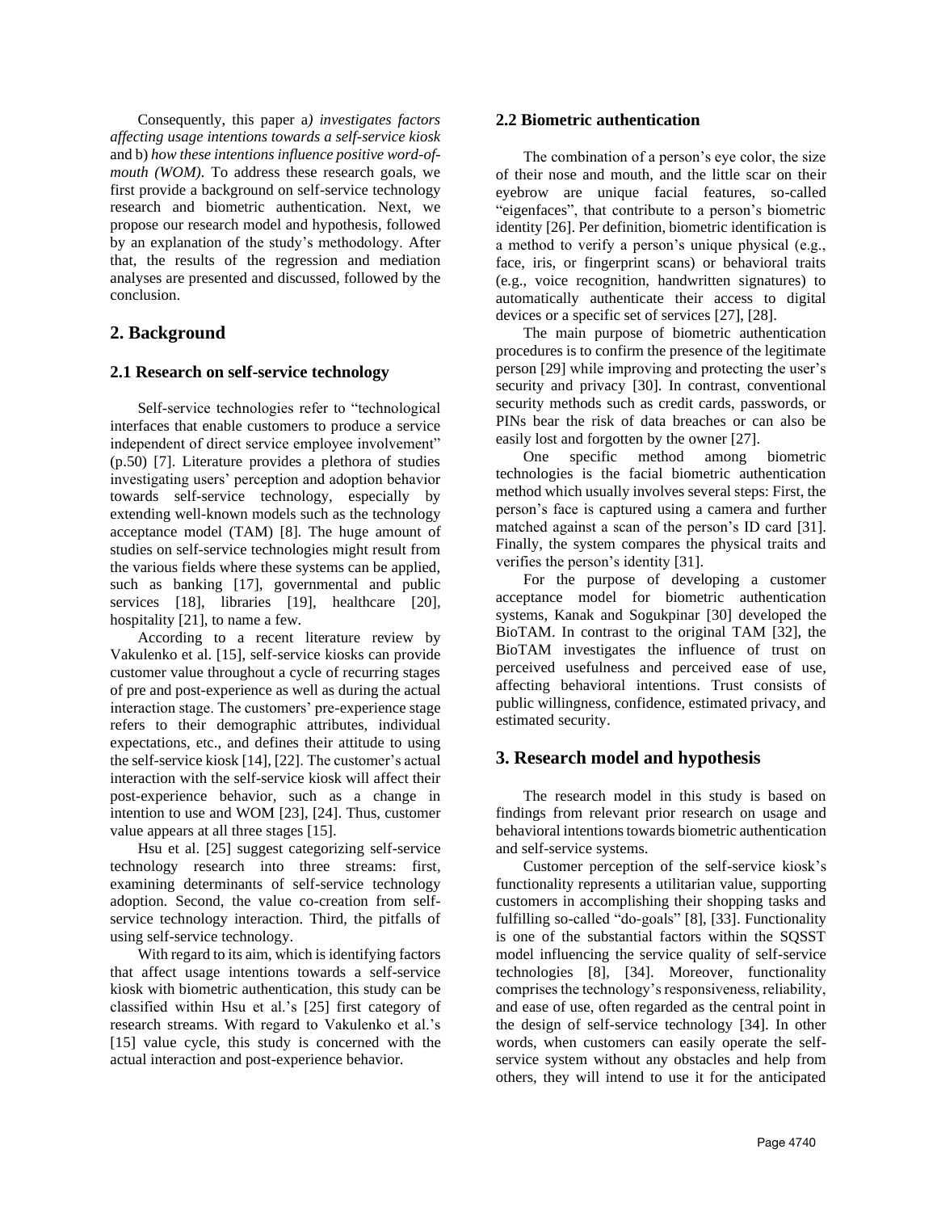Consequently, this paper a*) investigates factors affecting usage intentions towards a self-service kiosk* and b) *how these intentions influence positive word-of-mouth (WOM).* To address these research goals, we first provide a background on self-service technology research and biometric authentication. Next, we propose our research model and hypothesis, followed by an explanation of the study's methodology. After that, the results of the regression and mediation analyses are presented and discussed, followed by the conclusion.

## 2. Background

### 2.1 Research on self-service technology

Self-service technologies refer to "technological interfaces that enable customers to produce a service independent of direct service employee involvement" (p.50) [7]. Literature provides a plethora of studies investigating users' perception and adoption behavior towards self-service technology, especially by extending well-known models such as the technology acceptance model (TAM) [8]. The huge amount of studies on self-service technologies might result from the various fields where these systems can be applied, such as banking [17], governmental and public services [18], libraries [19], healthcare [20], hospitality [21], to name a few.

According to a recent literature review by Vakulenko et al. [15], self-service kiosks can provide customer value throughout a cycle of recurring stages of pre and post-experience as well as during the actual interaction stage. The customers' pre-experience stage refers to their demographic attributes, individual expectations, etc., and defines their attitude to using the self-service kiosk [14], [22]. The customer's actual interaction with the self-service kiosk will affect their post-experience behavior, such as a change in intention to use and WOM [23], [24]. Thus, customer value appears at all three stages [15].

Hsu et al. [25] suggest categorizing self-service technology research into three streams: first, examining determinants of self-service technology adoption. Second, the value co-creation from self-service technology interaction. Third, the pitfalls of using self-service technology.

With regard to its aim, which is identifying factors that affect usage intentions towards a self-service kiosk with biometric authentication, this study can be classified within Hsu et al.'s [25] first category of research streams. With regard to Vakulenko et al.'s [15] value cycle, this study is concerned with the actual interaction and post-experience behavior.

### 2.2 Biometric authentication

The combination of a person's eye color, the size of their nose and mouth, and the little scar on their eyebrow are unique facial features, so-called "eigenfaces", that contribute to a person's biometric identity [26]. Per definition, biometric identification is a method to verify a person's unique physical (e.g., face, iris, or fingerprint scans) or behavioral traits (e.g., voice recognition, handwritten signatures) to automatically authenticate their access to digital devices or a specific set of services [27], [28].

The main purpose of biometric authentication procedures is to confirm the presence of the legitimate person [29] while improving and protecting the user's security and privacy [30]. In contrast, conventional security methods such as credit cards, passwords, or PINs bear the risk of data breaches or can also be easily lost and forgotten by the owner [27].

One specific method among biometric technologies is the facial biometric authentication method which usually involves several steps: First, the person's face is captured using a camera and further matched against a scan of the person's ID card [31]. Finally, the system compares the physical traits and verifies the person's identity [31].

For the purpose of developing a customer acceptance model for biometric authentication systems, Kanak and Sogukpinar [30] developed the BioTAM. In contrast to the original TAM [32], the BioTAM investigates the influence of trust on perceived usefulness and perceived ease of use, affecting behavioral intentions. Trust consists of public willingness, confidence, estimated privacy, and estimated security.

## 3. Research model and hypothesis

The research model in this study is based on findings from relevant prior research on usage and behavioral intentions towards biometric authentication and self-service systems.

Customer perception of the self-service kiosk's functionality represents a utilitarian value, supporting customers in accomplishing their shopping tasks and fulfilling so-called "do-goals" [8], [33]. Functionality is one of the substantial factors within the SQSST model influencing the service quality of self-service technologies [8], [34]. Moreover, functionality comprises the technology's responsiveness, reliability, and ease of use, often regarded as the central point in the design of self-service technology [34]. In other words, when customers can easily operate the self-service system without any obstacles and help from others, they will intend to use it for the anticipated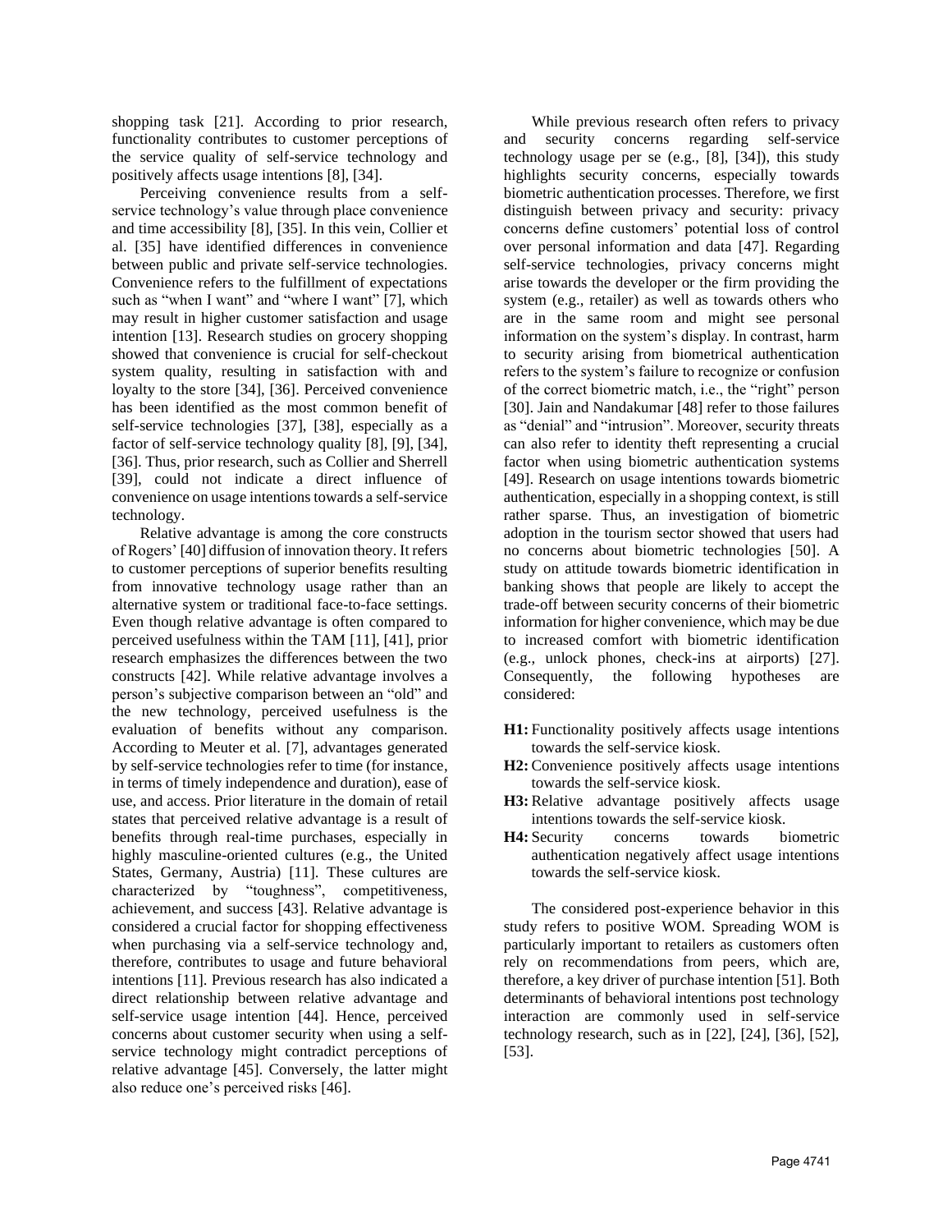shopping task [21]. According to prior research, functionality contributes to customer perceptions of the service quality of self-service technology and positively affects usage intentions [8], [34].

Perceiving convenience results from a self-service technology's value through place convenience and time accessibility [8], [35]. In this vein, Collier et al. [35] have identified differences in convenience between public and private self-service technologies. Convenience refers to the fulfillment of expectations such as "when I want" and "where I want" [7], which may result in higher customer satisfaction and usage intention [13]. Research studies on grocery shopping showed that convenience is crucial for self-checkout system quality, resulting in satisfaction with and loyalty to the store [34], [36]. Perceived convenience has been identified as the most common benefit of self-service technologies [37], [38], especially as a factor of self-service technology quality [8], [9], [34], [36]. Thus, prior research, such as Collier and Sherrell [39], could not indicate a direct influence of convenience on usage intentions towards a self-service technology.

Relative advantage is among the core constructs of Rogers' [40] diffusion of innovation theory. It refers to customer perceptions of superior benefits resulting from innovative technology usage rather than an alternative system or traditional face-to-face settings. Even though relative advantage is often compared to perceived usefulness within the TAM [11], [41], prior research emphasizes the differences between the two constructs [42]. While relative advantage involves a person's subjective comparison between an "old" and the new technology, perceived usefulness is the evaluation of benefits without any comparison. According to Meuter et al. [7], advantages generated by self-service technologies refer to time (for instance, in terms of timely independence and duration), ease of use, and access. Prior literature in the domain of retail states that perceived relative advantage is a result of benefits through real-time purchases, especially in highly masculine-oriented cultures (e.g., the United States, Germany, Austria) [11]. These cultures are characterized by "toughness", competitiveness, achievement, and success [43]. Relative advantage is considered a crucial factor for shopping effectiveness when purchasing via a self-service technology and, therefore, contributes to usage and future behavioral intentions [11]. Previous research has also indicated a direct relationship between relative advantage and self-service usage intention [44]. Hence, perceived concerns about customer security when using a self-service technology might contradict perceptions of relative advantage [45]. Conversely, the latter might also reduce one's perceived risks [46].

While previous research often refers to privacy and security concerns regarding self-service technology usage per se (e.g., [8], [34]), this study highlights security concerns, especially towards biometric authentication processes. Therefore, we first distinguish between privacy and security: privacy concerns define customers' potential loss of control over personal information and data [47]. Regarding self-service technologies, privacy concerns might arise towards the developer or the firm providing the system (e.g., retailer) as well as towards others who are in the same room and might see personal information on the system's display. In contrast, harm to security arising from biometrical authentication refers to the system's failure to recognize or confusion of the correct biometric match, i.e., the "right" person [30]. Jain and Nandakumar [48] refer to those failures as "denial" and "intrusion". Moreover, security threats can also refer to identity theft representing a crucial factor when using biometric authentication systems [49]. Research on usage intentions towards biometric authentication, especially in a shopping context, is still rather sparse. Thus, an investigation of biometric adoption in the tourism sector showed that users had no concerns about biometric technologies [50]. A study on attitude towards biometric identification in banking shows that people are likely to accept the trade-off between security concerns of their biometric information for higher convenience, which may be due to increased comfort with biometric identification (e.g., unlock phones, check-ins at airports) [27]. Consequently, the following hypotheses are considered:

- **H1:** Functionality positively affects usage intentions towards the self-service kiosk.
- **H2:** Convenience positively affects usage intentions towards the self-service kiosk.
- **H3:** Relative advantage positively affects usage intentions towards the self-service kiosk.
- **H4:** Security concerns towards biometric authentication negatively affect usage intentions towards the self-service kiosk.

The considered post-experience behavior in this study refers to positive WOM. Spreading WOM is particularly important to retailers as customers often rely on recommendations from peers, which are, therefore, a key driver of purchase intention [51]. Both determinants of behavioral intentions post technology interaction are commonly used in self-service technology research, such as in [22], [24], [36], [52], [53].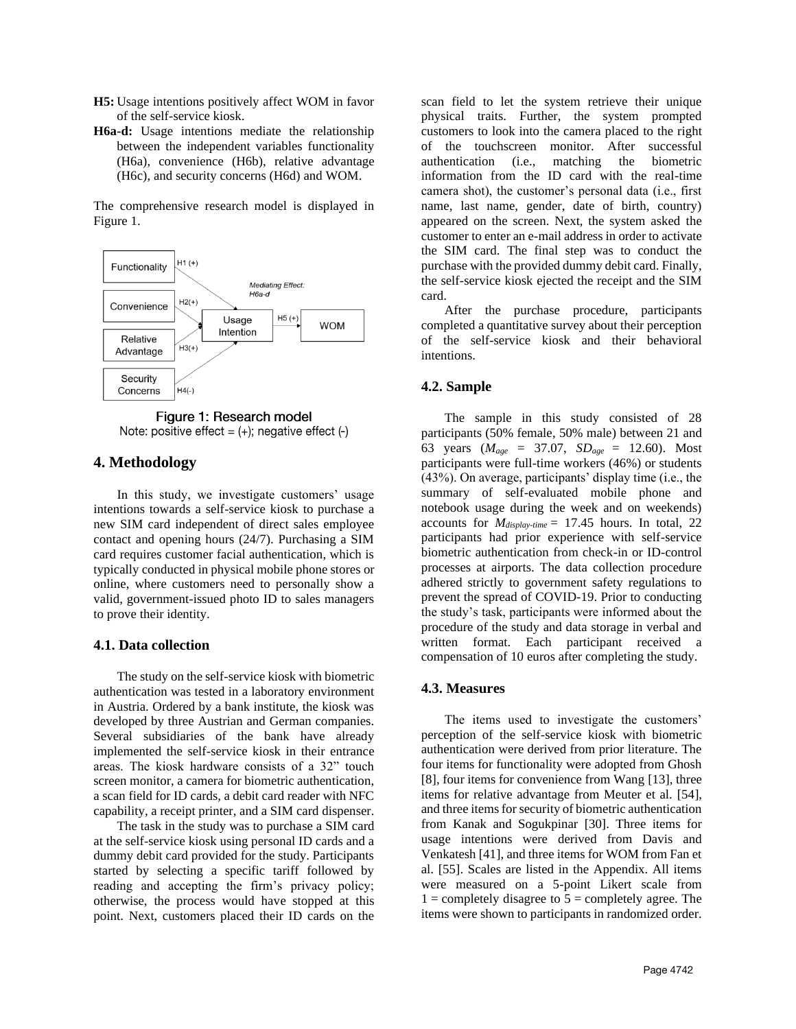**H5:** Usage intentions positively affect WOM in favor of the self-service kiosk.

**H6a-d:** Usage intentions mediate the relationship between the independent variables functionality (H6a), convenience (H6b), relative advantage (H6c), and security concerns (H6d) and WOM.

The comprehensive research model is displayed in Figure 1.

Figure 1: Research model
Note: positive effect = (+); negative effect (-)

## 4. Methodology

In this study, we investigate customers' usage intentions towards a self-service kiosk to purchase a new SIM card independent of direct sales employee contact and opening hours (24/7). Purchasing a SIM card requires customer facial authentication, which is typically conducted in physical mobile phone stores or online, where customers need to personally show a valid, government-issued photo ID to sales managers to prove their identity.

### 4.1. Data collection

The study on the self-service kiosk with biometric authentication was tested in a laboratory environment in Austria. Ordered by a bank institute, the kiosk was developed by three Austrian and German companies. Several subsidiaries of the bank have already implemented the self-service kiosk in their entrance areas. The kiosk hardware consists of a 32" touch screen monitor, a camera for biometric authentication, a scan field for ID cards, a debit card reader with NFC capability, a receipt printer, and a SIM card dispenser.

The task in the study was to purchase a SIM card at the self-service kiosk using personal ID cards and a dummy debit card provided for the study. Participants started by selecting a specific tariff followed by reading and accepting the firm's privacy policy; otherwise, the process would have stopped at this point. Next, customers placed their ID cards on the scan field to let the system retrieve their unique physical traits. Further, the system prompted customers to look into the camera placed to the right of the touchscreen monitor. After successful authentication (i.e., matching the biometric information from the ID card with the real-time camera shot), the customer's personal data (i.e., first name, last name, gender, date of birth, country) appeared on the screen. Next, the system asked the customer to enter an e-mail address in order to activate the SIM card. The final step was to conduct the purchase with the provided dummy debit card. Finally, the self-service kiosk ejected the receipt and the SIM card.

After the purchase procedure, participants completed a quantitative survey about their perception of the self-service kiosk and their behavioral intentions.

### 4.2. Sample

The sample in this study consisted of 28 participants (50% female, 50% male) between 21 and 63 years ($M_{age}$ = 37.07, $SD_{age}$ = 12.60). Most participants were full-time workers (46%) or students (43%). On average, participants' display time (i.e., the summary of self-evaluated mobile phone and notebook usage during the week and on weekends) accounts for $M_{display\text{-}time}$ = 17.45 hours. In total, 22 participants had prior experience with self-service biometric authentication from check-in or ID-control processes at airports. The data collection procedure adhered strictly to government safety regulations to prevent the spread of COVID-19. Prior to conducting the study's task, participants were informed about the procedure of the study and data storage in verbal and written format. Each participant received a compensation of 10 euros after completing the study.

### 4.3. Measures

The items used to investigate the customers' perception of the self-service kiosk with biometric authentication were derived from prior literature. The four items for functionality were adopted from Ghosh [8], four items for convenience from Wang [13], three items for relative advantage from Meuter et al. [54], and three items for security of biometric authentication from Kanak and Sogukpinar [30]. Three items for usage intentions were derived from Davis and Venkatesh [41], and three items for WOM from Fan et al. [55]. Scales are listed in the Appendix. All items were measured on a 5-point Likert scale from 1 = completely disagree to 5 = completely agree. The items were shown to participants in randomized order.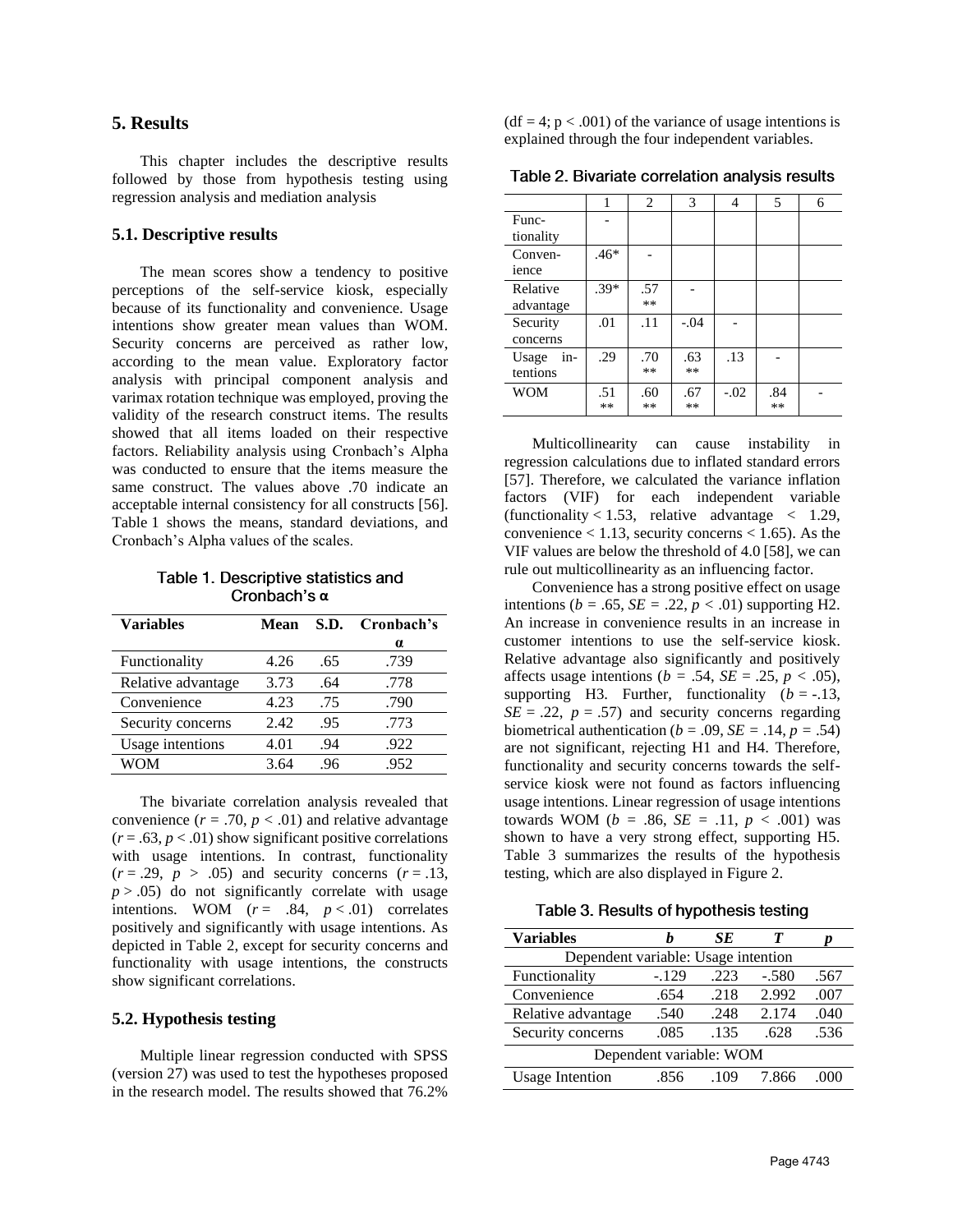## 5. Results

This chapter includes the descriptive results followed by those from hypothesis testing using regression analysis and mediation analysis

### 5.1. Descriptive results

The mean scores show a tendency to positive perceptions of the self-service kiosk, especially because of its functionality and convenience. Usage intentions show greater mean values than WOM. Security concerns are perceived as rather low, according to the mean value. Exploratory factor analysis with principal component analysis and varimax rotation technique was employed, proving the validity of the research construct items. The results showed that all items loaded on their respective factors. Reliability analysis using Cronbach's Alpha was conducted to ensure that the items measure the same construct. The values above .70 indicate an acceptable internal consistency for all constructs [56]. Table 1 shows the means, standard deviations, and Cronbach's Alpha values of the scales.

Table 1. Descriptive statistics and Cronbach's α

| **Variables** | **Mean** | **S.D.** | **Cronbach's α** |
|---|---|---|---|
| Functionality | 4.26 | .65 | .739 |
| Relative advantage | 3.73 | .64 | .778 |
| Convenience | 4.23 | .75 | .790 |
| Security concerns | 2.42 | .95 | .773 |
| Usage intentions | 4.01 | .94 | .922 |
| WOM | 3.64 | .96 | .952 |

The bivariate correlation analysis revealed that convenience ($r$ = .70, $p$ < .01) and relative advantage ($r$ = .63, $p$ < .01) show significant positive correlations with usage intentions. In contrast, functionality ($r$ = .29, $p$ > .05) and security concerns ($r$ = .13, $p$ > .05) do not significantly correlate with usage intentions. WOM ($r$ = .84, $p$ < .01) correlates positively and significantly with usage intentions. As depicted in Table 2, except for security concerns and functionality with usage intentions, the constructs show significant correlations.

### 5.2. Hypothesis testing

Multiple linear regression conducted with SPSS (version 27) was used to test the hypotheses proposed in the research model. The results showed that 76.2% (df = 4; p < .001) of the variance of usage intentions is explained through the four independent variables.

Table 2. Bivariate correlation analysis results

| | 1 | 2 | 3 | 4 | 5 | 6 |
|---|---|---|---|---|---|---|
| Functionality | - | | | | | |
| Convenience | .46* | - | | | | |
| Relative advantage | .39* | .57** | - | | | |
| Security concerns | .01 | .11 | -.04 | - | | |
| Usage intentions | .29 | .70** | .63** | .13 | - | |
| WOM | .51** | .60** | .67** | -.02 | .84** | - |

Multicollinearity can cause instability in regression calculations due to inflated standard errors [57]. Therefore, we calculated the variance inflation factors (VIF) for each independent variable (functionality < 1.53, relative advantage < 1.29, convenience < 1.13, security concerns < 1.65). As the VIF values are below the threshold of 4.0 [58], we can rule out multicollinearity as an influencing factor.

Convenience has a strong positive effect on usage intentions ($b$ = .65, $SE$ = .22, $p$ < .01) supporting H2. An increase in convenience results in an increase in customer intentions to use the self-service kiosk. Relative advantage also significantly and positively affects usage intentions ($b$ = .54, $SE$ = .25, $p$ < .05), supporting H3. Further, functionality ($b$ = -.13, $SE$ = .22, $p$ = .57) and security concerns regarding biometrical authentication ($b$ = .09, $SE$ = .14, $p$ = .54) are not significant, rejecting H1 and H4. Therefore, functionality and security concerns towards the self-service kiosk were not found as factors influencing usage intentions. Linear regression of usage intentions towards WOM ($b$ = .86, $SE$ = .11, $p$ < .001) was shown to have a very strong effect, supporting H5. Table 3 summarizes the results of the hypothesis testing, which are also displayed in Figure 2.

Table 3. Results of hypothesis testing

| **Variables** | ***b*** | ***SE*** | ***T*** | ***p*** |
|---|---|---|---|---|
| Dependent variable: Usage intention | | | | |
| Functionality | -.129 | .223 | -.580 | .567 |
| Convenience | .654 | .218 | 2.992 | .007 |
| Relative advantage | .540 | .248 | 2.174 | .040 |
| Security concerns | .085 | .135 | .628 | .536 |
| Dependent variable: WOM | | | | |
| Usage Intention | .856 | .109 | 7.866 | .000 |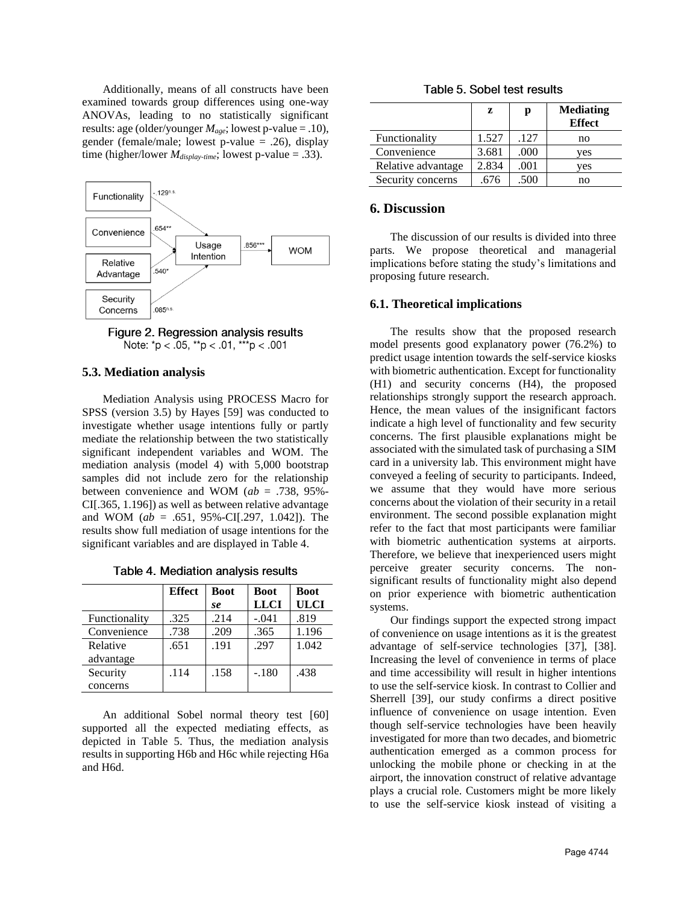Additionally, means of all constructs have been examined towards group differences using one-way ANOVAs, leading to no statistically significant results: age (older/younger $M_{age}$; lowest p-value = .10), gender (female/male; lowest p-value = .26), display time (higher/lower $M_{display\text{-}time}$; lowest p-value = .33).

Figure 2. Regression analysis results
Note: *p < .05, **p < .01, ***p < .001

### 5.3. Mediation analysis

Mediation Analysis using PROCESS Macro for SPSS (version 3.5) by Hayes [59] was conducted to investigate whether usage intentions fully or partly mediate the relationship between the two statistically significant independent variables and WOM. The mediation analysis (model 4) with 5,000 bootstrap samples did not include zero for the relationship between convenience and WOM (*ab* = .738, 95%-CI[.365, 1.196]) as well as between relative advantage and WOM (*ab* = .651, 95%-CI[.297, 1.042]). The results show full mediation of usage intentions for the significant variables and are displayed in Table 4.

Table 4. Mediation analysis results

| | Effect | Boot *se* | Boot LLCI | Boot ULCI |
|---|---|---|---|---|
| Functionality | .325 | .214 | -.041 | .819 |
| Convenience | .738 | .209 | .365 | 1.196 |
| Relative advantage | .651 | .191 | .297 | 1.042 |
| Security concerns | .114 | .158 | -.180 | .438 |

An additional Sobel normal theory test [60] supported all the expected mediating effects, as depicted in Table 5. Thus, the mediation analysis results in supporting H6b and H6c while rejecting H6a and H6d.

Table 5. Sobel test results

| | z | p | Mediating Effect |
|---|---|---|---|
| Functionality | 1.527 | .127 | no |
| Convenience | 3.681 | .000 | yes |
| Relative advantage | 2.834 | .001 | yes |
| Security concerns | .676 | .500 | no |

## 6. Discussion

The discussion of our results is divided into three parts. We propose theoretical and managerial implications before stating the study's limitations and proposing future research.

### 6.1. Theoretical implications

The results show that the proposed research model presents good explanatory power (76.2%) to predict usage intention towards the self-service kiosks with biometric authentication. Except for functionality (H1) and security concerns (H4), the proposed relationships strongly support the research approach. Hence, the mean values of the insignificant factors indicate a high level of functionality and few security concerns. The first plausible explanations might be associated with the simulated task of purchasing a SIM card in a university lab. This environment might have conveyed a feeling of security to participants. Indeed, we assume that they would have more serious concerns about the violation of their security in a retail environment. The second possible explanation might refer to the fact that most participants were familiar with biometric authentication systems at airports. Therefore, we believe that inexperienced users might perceive greater security concerns. The non-significant results of functionality might also depend on prior experience with biometric authentication systems.

Our findings support the expected strong impact of convenience on usage intentions as it is the greatest advantage of self-service technologies [37], [38]. Increasing the level of convenience in terms of place and time accessibility will result in higher intentions to use the self-service kiosk. In contrast to Collier and Sherrell [39], our study confirms a direct positive influence of convenience on usage intention. Even though self-service technologies have been heavily investigated for more than two decades, and biometric authentication emerged as a common process for unlocking the mobile phone or checking in at the airport, the innovation construct of relative advantage plays a crucial role. Customers might be more likely to use the self-service kiosk instead of visiting a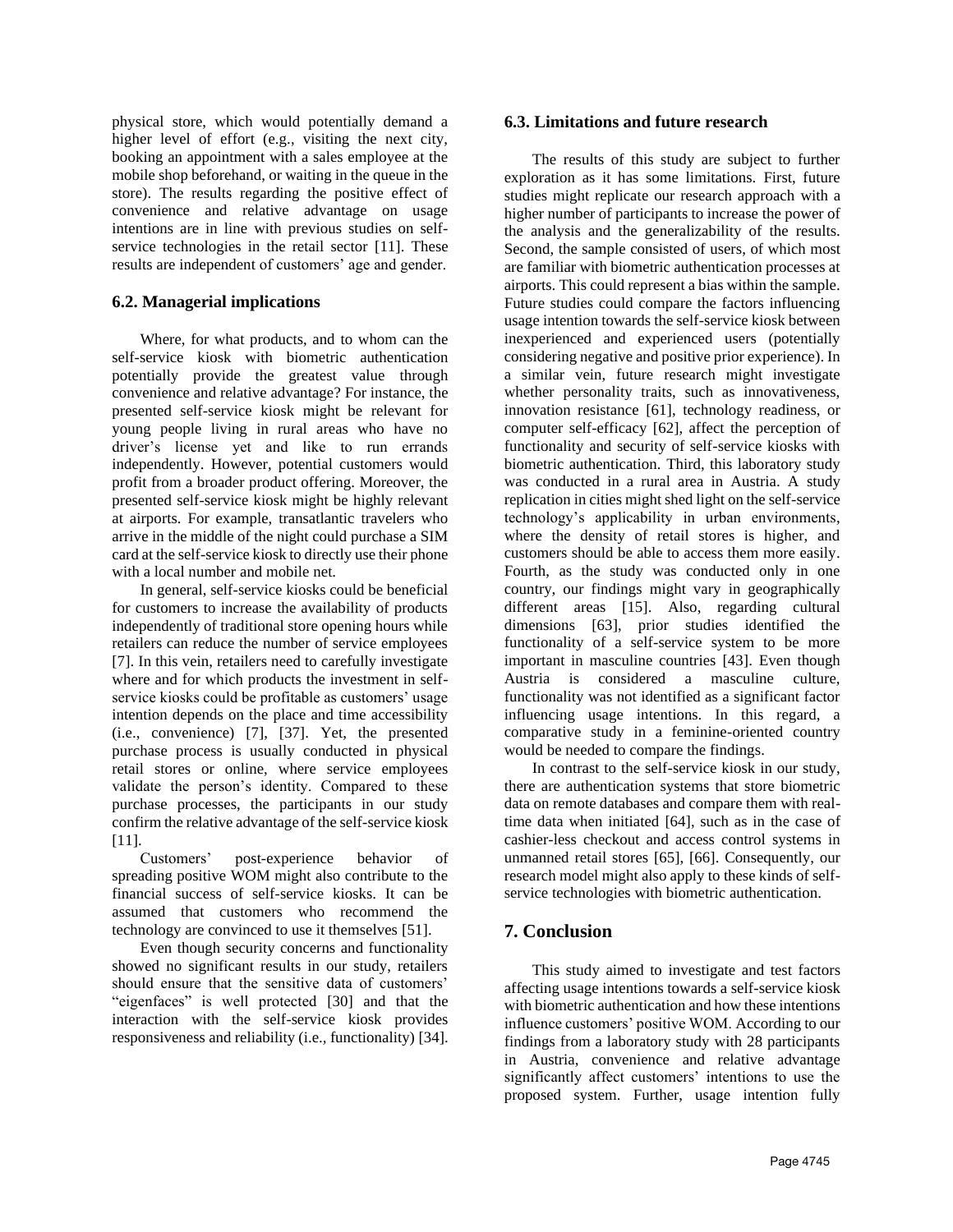physical store, which would potentially demand a higher level of effort (e.g., visiting the next city, booking an appointment with a sales employee at the mobile shop beforehand, or waiting in the queue in the store). The results regarding the positive effect of convenience and relative advantage on usage intentions are in line with previous studies on self-service technologies in the retail sector [11]. These results are independent of customers' age and gender.

## 6.2. Managerial implications

Where, for what products, and to whom can the self-service kiosk with biometric authentication potentially provide the greatest value through convenience and relative advantage? For instance, the presented self-service kiosk might be relevant for young people living in rural areas who have no driver's license yet and like to run errands independently. However, potential customers would profit from a broader product offering. Moreover, the presented self-service kiosk might be highly relevant at airports. For example, transatlantic travelers who arrive in the middle of the night could purchase a SIM card at the self-service kiosk to directly use their phone with a local number and mobile net.

In general, self-service kiosks could be beneficial for customers to increase the availability of products independently of traditional store opening hours while retailers can reduce the number of service employees [7]. In this vein, retailers need to carefully investigate where and for which products the investment in self-service kiosks could be profitable as customers' usage intention depends on the place and time accessibility (i.e., convenience) [7], [37]. Yet, the presented purchase process is usually conducted in physical retail stores or online, where service employees validate the person's identity. Compared to these purchase processes, the participants in our study confirm the relative advantage of the self-service kiosk [11].

Customers' post-experience behavior of spreading positive WOM might also contribute to the financial success of self-service kiosks. It can be assumed that customers who recommend the technology are convinced to use it themselves [51].

Even though security concerns and functionality showed no significant results in our study, retailers should ensure that the sensitive data of customers' "eigenfaces" is well protected [30] and that the interaction with the self-service kiosk provides responsiveness and reliability (i.e., functionality) [34].

## 6.3. Limitations and future research

The results of this study are subject to further exploration as it has some limitations. First, future studies might replicate our research approach with a higher number of participants to increase the power of the analysis and the generalizability of the results. Second, the sample consisted of users, of which most are familiar with biometric authentication processes at airports. This could represent a bias within the sample. Future studies could compare the factors influencing usage intention towards the self-service kiosk between inexperienced and experienced users (potentially considering negative and positive prior experience). In a similar vein, future research might investigate whether personality traits, such as innovativeness, innovation resistance [61], technology readiness, or computer self-efficacy [62], affect the perception of functionality and security of self-service kiosks with biometric authentication. Third, this laboratory study was conducted in a rural area in Austria. A study replication in cities might shed light on the self-service technology's applicability in urban environments, where the density of retail stores is higher, and customers should be able to access them more easily. Fourth, as the study was conducted only in one country, our findings might vary in geographically different areas [15]. Also, regarding cultural dimensions [63], prior studies identified the functionality of a self-service system to be more important in masculine countries [43]. Even though Austria is considered a masculine culture, functionality was not identified as a significant factor influencing usage intentions. In this regard, a comparative study in a feminine-oriented country would be needed to compare the findings.

In contrast to the self-service kiosk in our study, there are authentication systems that store biometric data on remote databases and compare them with real-time data when initiated [64], such as in the case of cashier-less checkout and access control systems in unmanned retail stores [65], [66]. Consequently, our research model might also apply to these kinds of self-service technologies with biometric authentication.

# 7. Conclusion

This study aimed to investigate and test factors affecting usage intentions towards a self-service kiosk with biometric authentication and how these intentions influence customers' positive WOM. According to our findings from a laboratory study with 28 participants in Austria, convenience and relative advantage significantly affect customers' intentions to use the proposed system. Further, usage intention fully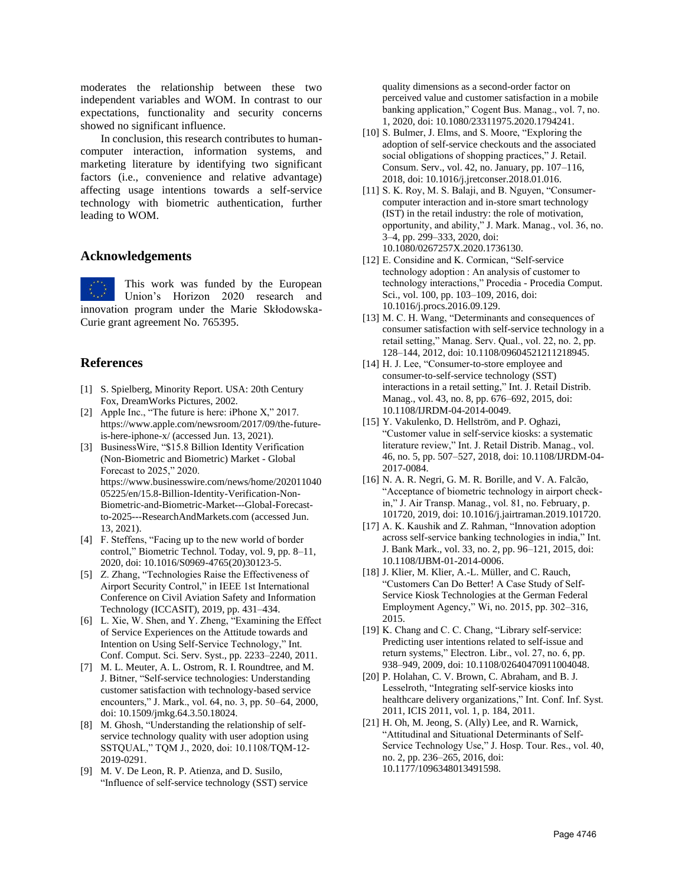moderates the relationship between these two independent variables and WOM. In contrast to our expectations, functionality and security concerns showed no significant influence.

In conclusion, this research contributes to human-computer interaction, information systems, and marketing literature by identifying two significant factors (i.e., convenience and relative advantage) affecting usage intentions towards a self-service technology with biometric authentication, further leading to WOM.

## Acknowledgements

This work was funded by the European Union's Horizon 2020 research and innovation program under the Marie Skłodowska-Curie grant agreement No. 765395.

## References

[1] S. Spielberg, Minority Report. USA: 20th Century Fox, DreamWorks Pictures, 2002.

[2] Apple Inc., "The future is here: iPhone X," 2017. https://www.apple.com/newsroom/2017/09/the-future-is-here-iphone-x/ (accessed Jun. 13, 2021).

[3] BusinessWire, "$15.8 Billion Identity Verification (Non-Biometric and Biometric) Market - Global Forecast to 2025," 2020. https://www.businesswire.com/news/home/20201104005225/en/15.8-Billion-Identity-Verification-Non-Biometric-and-Biometric-Market---Global-Forecast-to-2025---ResearchAndMarkets.com (accessed Jun. 13, 2021).

[4] F. Steffens, "Facing up to the new world of border control," Biometric Technol. Today, vol. 9, pp. 8–11, 2020, doi: 10.1016/S0969-4765(20)30123-5.

[5] Z. Zhang, "Technologies Raise the Effectiveness of Airport Security Control," in IEEE 1st International Conference on Civil Aviation Safety and Information Technology (ICCASIT), 2019, pp. 431–434.

[6] L. Xie, W. Shen, and Y. Zheng, "Examining the Effect of Service Experiences on the Attitude towards and Intention on Using Self-Service Technology," Int. Conf. Comput. Sci. Serv. Syst., pp. 2233–2240, 2011.

[7] M. L. Meuter, A. L. Ostrom, R. I. Roundtree, and M. J. Bitner, "Self-service technologies: Understanding customer satisfaction with technology-based service encounters," J. Mark., vol. 64, no. 3, pp. 50–64, 2000, doi: 10.1509/jmkg.64.3.50.18024.

[8] M. Ghosh, "Understanding the relationship of self-service technology quality with user adoption using SSTQUAL," TQM J., 2020, doi: 10.1108/TQM-12-2019-0291.

[9] M. V. De Leon, R. P. Atienza, and D. Susilo, "Influence of self-service technology (SST) service quality dimensions as a second-order factor on perceived value and customer satisfaction in a mobile banking application," Cogent Bus. Manag., vol. 7, no. 1, 2020, doi: 10.1080/23311975.2020.1794241.

[10] S. Bulmer, J. Elms, and S. Moore, "Exploring the adoption of self-service checkouts and the associated social obligations of shopping practices," J. Retail. Consum. Serv., vol. 42, no. January, pp. 107–116, 2018, doi: 10.1016/j.jretconser.2018.01.016.

[11] S. K. Roy, M. S. Balaji, and B. Nguyen, "Consumer-computer interaction and in-store smart technology (IST) in the retail industry: the role of motivation, opportunity, and ability," J. Mark. Manag., vol. 36, no. 3–4, pp. 299–333, 2020, doi: 10.1080/0267257X.2020.1736130.

[12] E. Considine and K. Cormican, "Self-service technology adoption : An analysis of customer to technology interactions," Procedia - Procedia Comput. Sci., vol. 100, pp. 103–109, 2016, doi: 10.1016/j.procs.2016.09.129.

[13] M. C. H. Wang, "Determinants and consequences of consumer satisfaction with self-service technology in a retail setting," Manag. Serv. Qual., vol. 22, no. 2, pp. 128–144, 2012, doi: 10.1108/09604521211218945.

[14] H. J. Lee, "Consumer-to-store employee and consumer-to-self-service technology (SST) interactions in a retail setting," Int. J. Retail Distrib. Manag., vol. 43, no. 8, pp. 676–692, 2015, doi: 10.1108/IJRDM-04-2014-0049.

[15] Y. Vakulenko, D. Hellström, and P. Oghazi, "Customer value in self-service kiosks: a systematic literature review," Int. J. Retail Distrib. Manag., vol. 46, no. 5, pp. 507–527, 2018, doi: 10.1108/IJRDM-04-2017-0084.

[16] N. A. R. Negri, G. M. R. Borille, and V. A. Falcão, "Acceptance of biometric technology in airport check-in," J. Air Transp. Manag., vol. 81, no. February, p. 101720, 2019, doi: 10.1016/j.jairtraman.2019.101720.

[17] A. K. Kaushik and Z. Rahman, "Innovation adoption across self-service banking technologies in india," Int. J. Bank Mark., vol. 33, no. 2, pp. 96–121, 2015, doi: 10.1108/IJBM-01-2014-0006.

[18] J. Klier, M. Klier, A.-L. Müller, and C. Rauch, "Customers Can Do Better! A Case Study of Self-Service Kiosk Technologies at the German Federal Employment Agency," Wi, no. 2015, pp. 302–316, 2015.

[19] K. Chang and C. C. Chang, "Library self-service: Predicting user intentions related to self-issue and return systems," Electron. Libr., vol. 27, no. 6, pp. 938–949, 2009, doi: 10.1108/02640470911004048.

[20] P. Holahan, C. V. Brown, C. Abraham, and B. J. Lesselroth, "Integrating self-service kiosks into healthcare delivery organizations," Int. Conf. Inf. Syst. 2011, ICIS 2011, vol. 1, p. 184, 2011.

[21] H. Oh, M. Jeong, S. (Ally) Lee, and R. Warnick, "Attitudinal and Situational Determinants of Self-Service Technology Use," J. Hosp. Tour. Res., vol. 40, no. 2, pp. 236–265, 2016, doi: 10.1177/1096348013491598.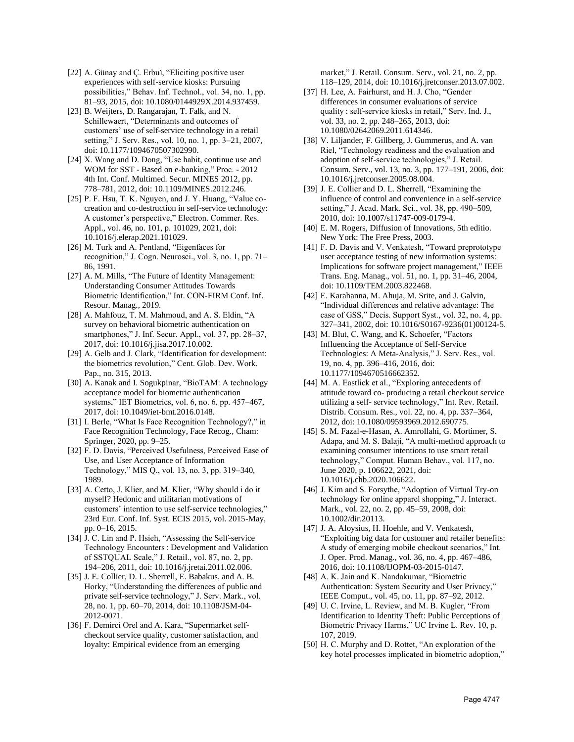[22] A. Günay and Ç. Erbuł, "Eliciting positive user experiences with self-service kiosks: Pursuing possibilities," Behav. Inf. Technol., vol. 34, no. 1, pp. 81–93, 2015, doi: 10.1080/0144929X.2014.937459.

[23] B. Weijters, D. Rangarajan, T. Falk, and N. Schillewaert, "Determinants and outcomes of customers' use of self-service technology in a retail setting," J. Serv. Res., vol. 10, no. 1, pp. 3–21, 2007, doi: 10.1177/1094670507302990.

[24] X. Wang and D. Dong, "Use habit, continue use and WOM for SST - Based on e-banking," Proc. - 2012 4th Int. Conf. Multimed. Secur. MINES 2012, pp. 778–781, 2012, doi: 10.1109/MINES.2012.246.

[25] P. F. Hsu, T. K. Nguyen, and J. Y. Huang, "Value co-creation and co-destruction in self-service technology: A customer's perspective," Electron. Commer. Res. Appl., vol. 46, no. 101, p. 101029, 2021, doi: 10.1016/j.elerap.2021.101029.

[26] M. Turk and A. Pentland, "Eigenfaces for recognition," J. Cogn. Neurosci., vol. 3, no. 1, pp. 71–86, 1991.

[27] A. M. Mills, "The Future of Identity Management: Understanding Consumer Attitudes Towards Biometric Identification," Int. CON-FIRM Conf. Inf. Resour. Manag., 2019.

[28] A. Mahfouz, T. M. Mahmoud, and A. S. Eldin, "A survey on behavioral biometric authentication on smartphones," J. Inf. Secur. Appl., vol. 37, pp. 28–37, 2017, doi: 10.1016/j.jisa.2017.10.002.

[29] A. Gelb and J. Clark, "Identification for development: the biometrics revolution," Cent. Glob. Dev. Work. Pap., no. 315, 2013.

[30] A. Kanak and I. Sogukpinar, "BioTAM: A technology acceptance model for biometric authentication systems," IET Biometrics, vol. 6, no. 6, pp. 457–467, 2017, doi: 10.1049/iet-bmt.2016.0148.

[31] I. Berle, "What Is Face Recognition Technology?," in Face Recognition Technology, Face Recog., Cham: Springer, 2020, pp. 9–25.

[32] F. D. Davis, "Perceived Usefulness, Perceived Ease of Use, and User Acceptance of Information Technology," MIS Q., vol. 13, no. 3, pp. 319–340, 1989.

[33] A. Cetto, J. Klier, and M. Klier, "Why should i do it myself? Hedonic and utilitarian motivations of customers' intention to use self-service technologies," 23rd Eur. Conf. Inf. Syst. ECIS 2015, vol. 2015-May, pp. 0–16, 2015.

[34] J. C. Lin and P. Hsieh, "Assessing the Self-service Technology Encounters : Development and Validation of SSTQUAL Scale," J. Retail., vol. 87, no. 2, pp. 194–206, 2011, doi: 10.1016/j.jretai.2011.02.006.

[35] J. E. Collier, D. L. Sherrell, E. Babakus, and A. B. Horky, "Understanding the differences of public and private self-service technology," J. Serv. Mark., vol. 28, no. 1, pp. 60–70, 2014, doi: 10.1108/JSM-04-2012-0071.

[36] F. Demirci Orel and A. Kara, "Supermarket self-checkout service quality, customer satisfaction, and loyalty: Empirical evidence from an emerging market," J. Retail. Consum. Serv., vol. 21, no. 2, pp. 118–129, 2014, doi: 10.1016/j.jretconser.2013.07.002.

[37] H. Lee, A. Fairhurst, and H. J. Cho, "Gender differences in consumer evaluations of service quality : self-service kiosks in retail," Serv. Ind. J., vol. 33, no. 2, pp. 248–265, 2013, doi: 10.1080/02642069.2011.614346.

[38] V. Liljander, F. Gillberg, J. Gummerus, and A. van Riel, "Technology readiness and the evaluation and adoption of self-service technologies," J. Retail. Consum. Serv., vol. 13, no. 3, pp. 177–191, 2006, doi: 10.1016/j.jretconser.2005.08.004.

[39] J. E. Collier and D. L. Sherrell, "Examining the influence of control and convenience in a self-service setting," J. Acad. Mark. Sci., vol. 38, pp. 490–509, 2010, doi: 10.1007/s11747-009-0179-4.

[40] E. M. Rogers, Diffusion of Innovations, 5th editio. New York: The Free Press, 2003.

[41] F. D. Davis and V. Venkatesh, "Toward preprototype user acceptance testing of new information systems: Implications for software project management," IEEE Trans. Eng. Manag., vol. 51, no. 1, pp. 31–46, 2004, doi: 10.1109/TEM.2003.822468.

[42] E. Karahanna, M. Ahuja, M. Srite, and J. Galvin, "Individual differences and relative advantage: The case of GSS," Decis. Support Syst., vol. 32, no. 4, pp. 327–341, 2002, doi: 10.1016/S0167-9236(01)00124-5.

[43] M. Blut, C. Wang, and K. Schoefer, "Factors Influencing the Acceptance of Self-Service Technologies: A Meta-Analysis," J. Serv. Res., vol. 19, no. 4, pp. 396–416, 2016, doi: 10.1177/1094670516662352.

[44] M. A. Eastlick et al., "Exploring antecedents of attitude toward co- producing a retail checkout service utilizing a self- service technology," Int. Rev. Retail. Distrib. Consum. Res., vol. 22, no. 4, pp. 337–364, 2012, doi: 10.1080/09593969.2012.690775.

[45] S. M. Fazal-e-Hasan, A. Amrollahi, G. Mortimer, S. Adapa, and M. S. Balaji, "A multi-method approach to examining consumer intentions to use smart retail technology," Comput. Human Behav., vol. 117, no. June 2020, p. 106622, 2021, doi: 10.1016/j.chb.2020.106622.

[46] J. Kim and S. Forsythe, "Adoption of Virtual Try-on technology for online apparel shopping," J. Interact. Mark., vol. 22, no. 2, pp. 45–59, 2008, doi: 10.1002/dir.20113.

[47] J. A. Aloysius, H. Hoehle, and V. Venkatesh, "Exploiting big data for customer and retailer benefits: A study of emerging mobile checkout scenarios," Int. J. Oper. Prod. Manag., vol. 36, no. 4, pp. 467–486, 2016, doi: 10.1108/IJOPM-03-2015-0147.

[48] A. K. Jain and K. Nandakumar, "Biometric Authentication: System Security and User Privacy," IEEE Comput., vol. 45, no. 11, pp. 87–92, 2012.

[49] U. C. Irvine, L. Review, and M. B. Kugler, "From Identification to Identity Theft: Public Perceptions of Biometric Privacy Harms," UC Irvine L. Rev. 10, p. 107, 2019.

[50] H. C. Murphy and D. Rottet, "An exploration of the key hotel processes implicated in biometric adoption,"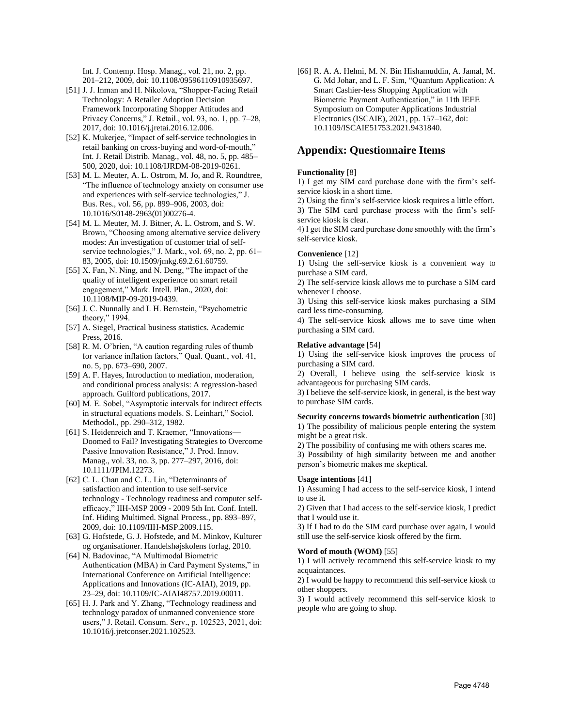Int. J. Contemp. Hosp. Manag., vol. 21, no. 2, pp. 201–212, 2009, doi: 10.1108/09596110910935697.

[51] J. J. Inman and H. Nikolova, "Shopper-Facing Retail Technology: A Retailer Adoption Decision Framework Incorporating Shopper Attitudes and Privacy Concerns," J. Retail., vol. 93, no. 1, pp. 7–28, 2017, doi: 10.1016/j.jretai.2016.12.006.

[52] K. Mukerjee, "Impact of self-service technologies in retail banking on cross-buying and word-of-mouth," Int. J. Retail Distrib. Manag., vol. 48, no. 5, pp. 485–500, 2020, doi: 10.1108/IJRDM-08-2019-0261.

[53] M. L. Meuter, A. L. Ostrom, M. Jo, and R. Roundtree, "The influence of technology anxiety on consumer use and experiences with self-service technologies," J. Bus. Res., vol. 56, pp. 899–906, 2003, doi: 10.1016/S0148-2963(01)00276-4.

[54] M. L. Meuter, M. J. Bitner, A. L. Ostrom, and S. W. Brown, "Choosing among alternative service delivery modes: An investigation of customer trial of self-service technologies," J. Mark., vol. 69, no. 2, pp. 61–83, 2005, doi: 10.1509/jmkg.69.2.61.60759.

[55] X. Fan, N. Ning, and N. Deng, "The impact of the quality of intelligent experience on smart retail engagement," Mark. Intell. Plan., 2020, doi: 10.1108/MIP-09-2019-0439.

[56] J. C. Nunnally and I. H. Bernstein, "Psychometric theory," 1994.

[57] A. Siegel, Practical business statistics. Academic Press, 2016.

[58] R. M. O'brien, "A caution regarding rules of thumb for variance inflation factors," Qual. Quant., vol. 41, no. 5, pp. 673–690, 2007.

[59] A. F. Hayes, Introduction to mediation, moderation, and conditional process analysis: A regression-based approach. Guilford publications, 2017.

[60] M. E. Sobel, "Asymptotic intervals for indirect effects in structural equations models. S. Leinhart," Sociol. Methodol., pp. 290–312, 1982.

[61] S. Heidenreich and T. Kraemer, "Innovations—Doomed to Fail? Investigating Strategies to Overcome Passive Innovation Resistance," J. Prod. Innov. Manag., vol. 33, no. 3, pp. 277–297, 2016, doi: 10.1111/JPIM.12273.

[62] C. L. Chan and C. L. Lin, "Determinants of satisfaction and intention to use self-service technology - Technology readiness and computer self-efficacy," IIH-MSP 2009 - 2009 5th Int. Conf. Intell. Inf. Hiding Multimed. Signal Process., pp. 893–897, 2009, doi: 10.1109/IIH-MSP.2009.115.

[63] G. Hofstede, G. J. Hofstede, and M. Minkov, Kulturer og organisationer. Handelshøjskolens forlag, 2010.

[64] N. Badovinac, "A Multimodal Biometric Authentication (MBA) in Card Payment Systems," in International Conference on Artificial Intelligence: Applications and Innovations (IC-AIAI), 2019, pp. 23–29, doi: 10.1109/IC-AIAI48757.2019.00011.

[65] H. J. Park and Y. Zhang, "Technology readiness and technology paradox of unmanned convenience store users," J. Retail. Consum. Serv., p. 102523, 2021, doi: 10.1016/j.jretconser.2021.102523.

[66] R. A. A. Helmi, M. N. Bin Hishamuddin, A. Jamal, M. G. Md Johar, and L. F. Sim, "Quantum Application: A Smart Cashier-less Shopping Application with Biometric Payment Authentication," in 11th IEEE Symposium on Computer Applications Industrial Electronics (ISCAIE), 2021, pp. 157–162, doi: 10.1109/ISCAIE51753.2021.9431840.

## Appendix: Questionnaire Items

**Functionality** [8]

1) I get my SIM card purchase done with the firm's self-service kiosk in a short time.
2) Using the firm's self-service kiosk requires a little effort.
3) The SIM card purchase process with the firm's self-service kiosk is clear.
4) I get the SIM card purchase done smoothly with the firm's self-service kiosk.

**Convenience** [12]

1) Using the self-service kiosk is a convenient way to purchase a SIM card.
2) The self-service kiosk allows me to purchase a SIM card whenever I choose.
3) Using this self-service kiosk makes purchasing a SIM card less time-consuming.
4) The self-service kiosk allows me to save time when purchasing a SIM card.

**Relative advantage** [54]

1) Using the self-service kiosk improves the process of purchasing a SIM card.
2) Overall, I believe using the self-service kiosk is advantageous for purchasing SIM cards.
3) I believe the self-service kiosk, in general, is the best way to purchase SIM cards.

**Security concerns towards biometric authentication** [30]

1) The possibility of malicious people entering the system might be a great risk.
2) The possibility of confusing me with others scares me.
3) Possibility of high similarity between me and another person's biometric makes me skeptical.

**Usage intentions** [41]

1) Assuming I had access to the self-service kiosk, I intend to use it.
2) Given that I had access to the self-service kiosk, I predict that I would use it.
3) If I had to do the SIM card purchase over again, I would still use the self-service kiosk offered by the firm.

**Word of mouth (WOM)** [55]

1) I will actively recommend this self-service kiosk to my acquaintances.
2) I would be happy to recommend this self-service kiosk to other shoppers.
3) I would actively recommend this self-service kiosk to people who are going to shop.